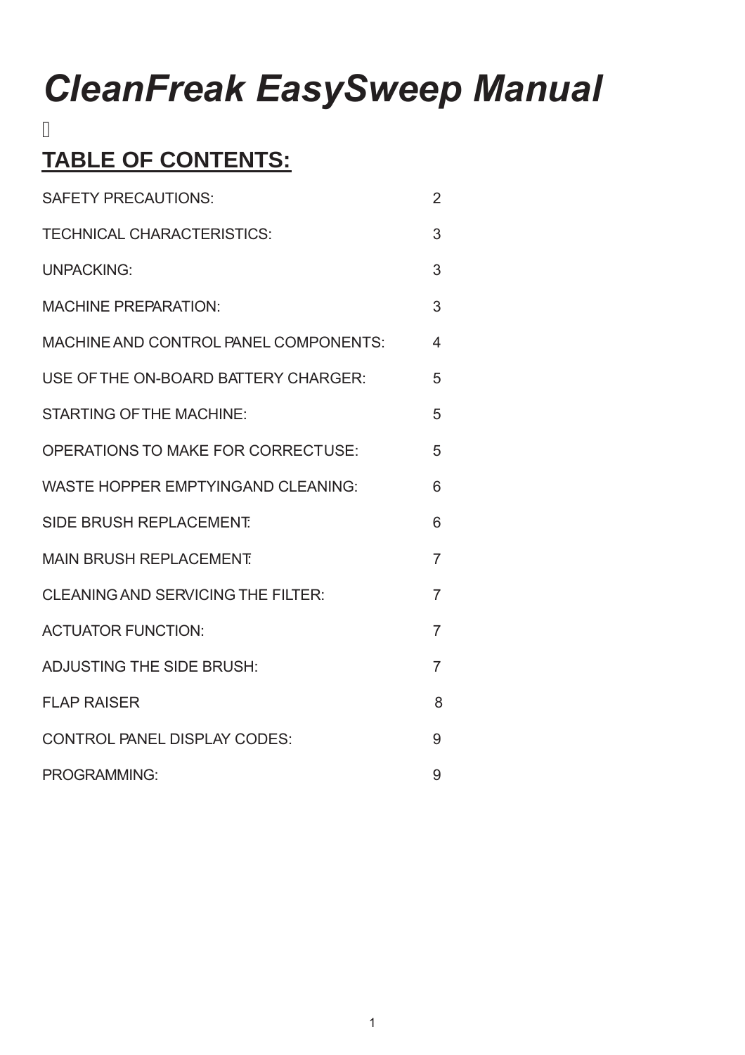# *CleanFreak EasySweep Manual*

## TABLE OF CONTENTS:

| | |
|---|---|
| SAFETY PRECAUTIONS: | 2 |
| TECHNICAL CHARACTERISTICS: | 3 |
| UNPACKING: | 3 |
| MACHINE PREPARATION: | 3 |
| MACHINE AND CONTROL PANEL COMPONENTS: | 4 |
| USE OF THE ON-BOARD BATTERY CHARGER: | 5 |
| STARTING OF THE MACHINE: | 5 |
| OPERATIONS TO MAKE FOR CORRECT USE: | 5 |
| WASTE HOPPER EMPTYING AND CLEANING: | 6 |
| SIDE BRUSH REPLACEMENT: | 6 |
| MAIN BRUSH REPLACEMENT: | 7 |
| CLEANING AND SERVICING THE FILTER: | 7 |
| ACTUATOR FUNCTION: | 7 |
| ADJUSTING THE SIDE BRUSH: | 7 |
| FLAP RAISER | 8 |
| CONTROL PANEL DISPLAY CODES: | 9 |
| PROGRAMMING: | 9 |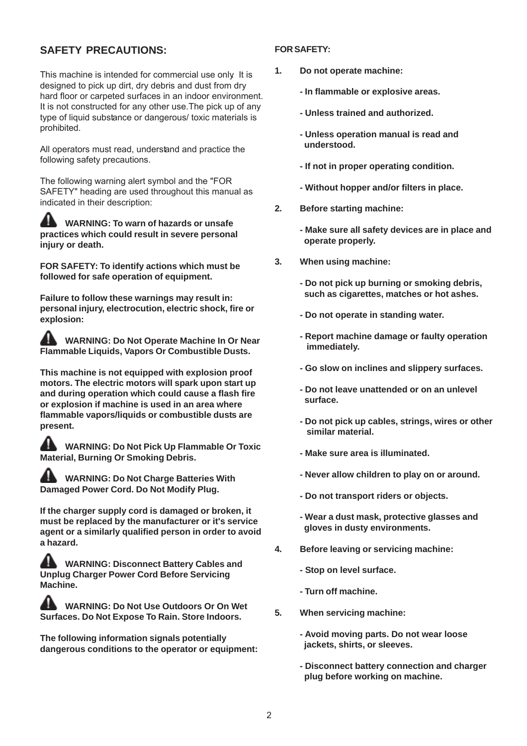## SAFETY PRECAUTIONS:

This machine is intended for commercial use only. It is designed to pick up dirt, dry debris and dust from dry hard floor or carpeted surfaces in an indoor environment. It is not constructed for any other use. The pick up of any type of liquid substance or dangerous/ toxic materials is prohibited.

All operators must read, understand and practice the following safety precautions.

The following warning alert symbol and the "FOR SAFETY" heading are used throughout this manual as indicated in their description:

**WARNING: To warn of hazards or unsafe practices which could result in severe personal injury or death.**

**FOR SAFETY: To identify actions which must be followed for safe operation of equipment.**

**Failure to follow these warnings may result in: personal injury, electrocution, electric shock, fire or explosion:**

**WARNING: Do Not Operate Machine In Or Near Flammable Liquids, Vapors Or Combustible Dusts.**

**This machine is not equipped with explosion proof motors. The electric motors will spark upon start up and during operation which could cause a flash fire or explosion if machine is used in an area where flammable vapors/liquids or combustible dusts are present.**

**WARNING: Do Not Pick Up Flammable Or Toxic Material, Burning Or Smoking Debris.**

**WARNING: Do Not Charge Batteries With Damaged Power Cord. Do Not Modify Plug.**

**If the charger supply cord is damaged or broken, it must be replaced by the manufacturer or it's service agent or a similarly qualified person in order to avoid a hazard.**

**WARNING: Disconnect Battery Cables and Unplug Charger Power Cord Before Servicing Machine.**

**WARNING: Do Not Use Outdoors Or On Wet Surfaces. Do Not Expose To Rain. Store Indoors.**

**The following information signals potentially dangerous conditions to the operator or equipment:**

**FOR SAFETY:**

1. **Do not operate machine:**
   - **In flammable or explosive areas.**
   - **Unless trained and authorized.**
   - **Unless operation manual is read and understood.**
   - **If not in proper operating condition.**
   - **Without hopper and/or filters in place.**
2. **Before starting machine:**
   - **Make sure all safety devices are in place and operate properly.**
3. **When using machine:**
   - **Do not pick up burning or smoking debris, such as cigarettes, matches or hot ashes.**
   - **Do not operate in standing water.**
   - **Report machine damage or faulty operation immediately.**
   - **Go slow on inclines and slippery surfaces.**
   - **Do not leave unattended or on an unlevel surface.**
   - **Do not pick up cables, strings, wires or other similar material.**
   - **Make sure area is illuminated.**
   - **Never allow children to play on or around.**
   - **Do not transport riders or objects.**
   - **Wear a dust mask, protective glasses and gloves in dusty environments.**
4. **Before leaving or servicing machine:**
   - **Stop on level surface.**
   - **Turn off machine.**
5. **When servicing machine:**
   - **Avoid moving parts. Do not wear loose jackets, shirts, or sleeves.**
   - **Disconnect battery connection and charger plug before working on machine.**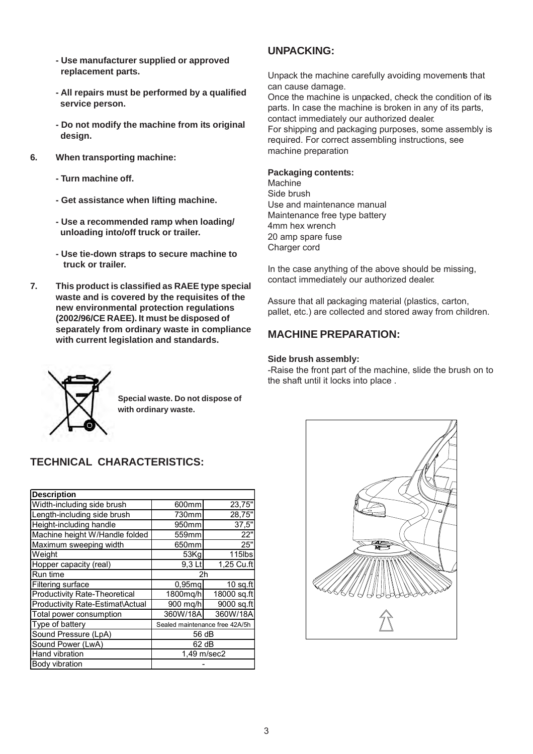- **Use manufacturer supplied or approved replacement parts.**
- **All repairs must be performed by a qualified service person.**
- **Do not modify the machine from its original design.**

**6. When transporting machine:**

- **Turn machine off.**
- **Get assistance when lifting machine.**
- **Use a recommended ramp when loading/ unloading into/off truck or trailer.**
- **Use tie-down straps to secure machine to truck or trailer.**

**7. This product is classified as RAEE type special waste and is covered by the requisites of the new environmental protection regulations (2002/96/CE RAEE). It must be disposed of separately from ordinary waste in compliance with current legislation and standards.**

**Special waste. Do not dispose of with ordinary waste.**

## TECHNICAL CHARACTERISTICS:

| Description | | |
|---|---|---|
| Width-including side brush | 600mm | 23,75" |
| Length-including side brush | 730mm | 28,75" |
| Height-including handle | 950mm | 37,5" |
| Machine height W/Handle folded | 559mm | 22" |
| Maximum sweeping width | 650mm | 25" |
| Weight | 53Kg | 115lbs |
| Hopper capacity (real) | 9,3 Lt | 1,25 Cu.ft |
| Run time | 2h | |
| Filtering surface | 0,95mq | 10 sq.ft |
| Productivity Rate-Theoretical | 1800mq/h | 18000 sq.ft |
| Productivity Rate-Estimat\Actual | 900 mq/h | 9000 sq.ft |
| Total power consumption | 360W/18A | 360W/18A |
| Type of battery | Sealed maintenance free 42A/5h | |
| Sound Pressure (LpA) | 56 dB | |
| Sound Power (LwA) | 62 dB | |
| Hand vibration | 1,49 m/sec2 | |
| Body vibration | - | |

## UNPACKING:

Unpack the machine carefully avoiding movements that can cause damage.
Once the machine is unpacked, check the condition of its parts. In case the machine is broken in any of its parts, contact immediately our authorized dealer.
For shipping and packaging purposes, some assembly is required. For correct assembling instructions, see machine preparation

**Packaging contents:**
Machine
Side brush
Use and maintenance manual
Maintenance free type battery
4mm hex wrench
20 amp spare fuse
Charger cord

In the case anything of the above should be missing, contact immediately our authorized dealer.

Assure that all packaging material (plastics, carton, pallet, etc.) are collected and stored away from children.

## MACHINE PREPARATION:

**Side brush assembly:**
-Raise the front part of the machine, slide the brush on to the shaft until it locks into place .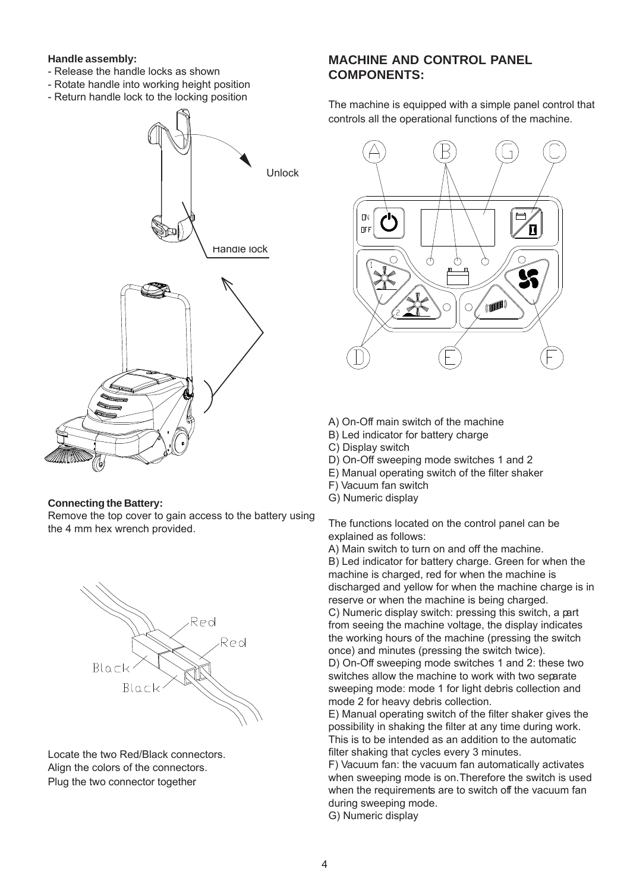**Handle assembly:**

- Release the handle locks as shown
- Rotate handle into working height position
- Return handle lock to the locking position

Unlock

Handle lock

**Connecting the Battery:**

Remove the top cover to gain access to the battery using the 4 mm hex wrench provided.

Red

Red

Black

Black

Locate the two Red/Black connectors.
Align the colors of the connectors.
Plug the two connector together

## MACHINE AND CONTROL PANEL COMPONENTS:

The machine is equipped with a simple panel control that controls all the operational functions of the machine.

A) On-Off main switch of the machine
B) Led indicator for battery charge
C) Display switch
D) On-Off sweeping mode switches 1 and 2
E) Manual operating switch of the filter shaker
F) Vacuum fan switch
G) Numeric display

The functions located on the control panel can be explained as follows:

A) Main switch to turn on and off the machine.
B) Led indicator for battery charge. Green for when the machine is charged, red for when the machine is discharged and yellow for when the machine charge is in reserve or when the machine is being charged.
C) Numeric display switch: pressing this switch, a part from seeing the machine voltage, the display indicates the working hours of the machine (pressing the switch once) and minutes (pressing the switch twice).
D) On-Off sweeping mode switches 1 and 2: these two switches allow the machine to work with two separate sweeping mode: mode 1 for light debris collection and mode 2 for heavy debris collection.
E) Manual operating switch of the filter shaker gives the possibility in shaking the filter at any time during work. This is to be intended as an addition to the automatic filter shaking that cycles every 3 minutes.
F) Vacuum fan: the vacuum fan automatically activates when sweeping mode is on.Therefore the switch is used when the requirements are to switch off the vacuum fan during sweeping mode.
G) Numeric display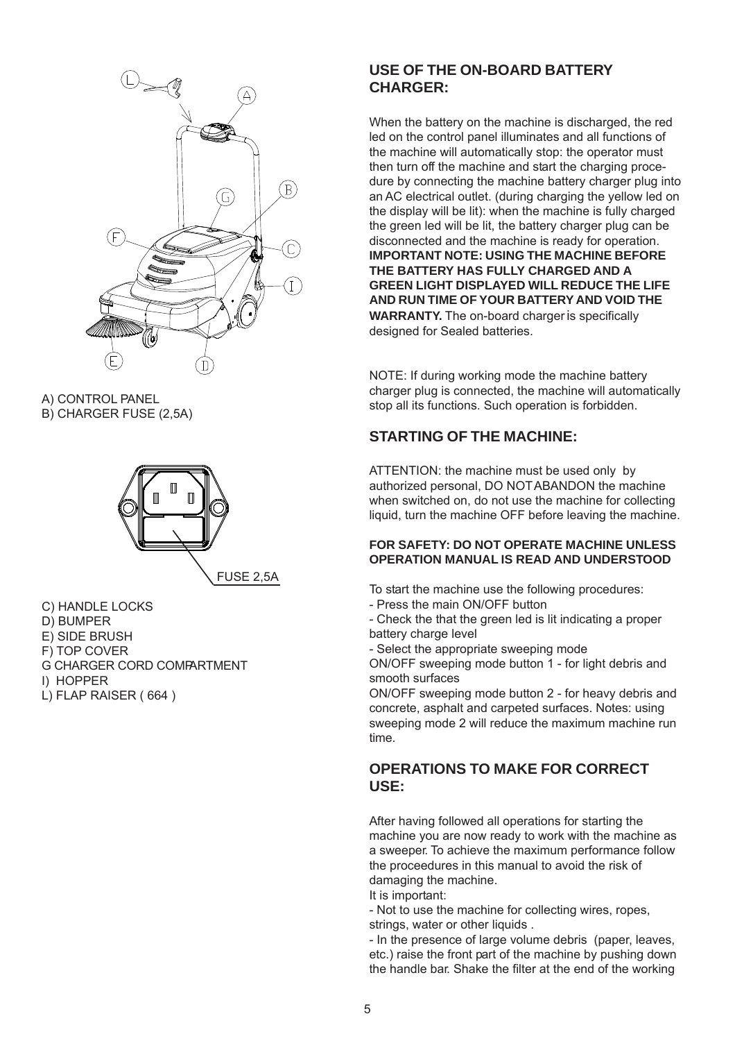A) CONTROL PANEL
B) CHARGER FUSE (2,5A)

FUSE 2,5A

C) HANDLE LOCKS
D) BUMPER
E) SIDE BRUSH
F) TOP COVER
G CHARGER CORD COMPARTMENT
I) HOPPER
L) FLAP RAISER ( 664 )

## USE OF THE ON-BOARD BATTERY CHARGER:

When the battery on the machine is discharged, the red led on the control panel illuminates and all functions of the machine will automatically stop: the operator must then turn off the machine and start the charging procedure by connecting the machine battery charger plug into an AC electrical outlet. (during charging the yellow led on the display will be lit): when the machine is fully charged the green led will be lit, the battery charger plug can be disconnected and the machine is ready for operation. **IMPORTANT NOTE: USING THE MACHINE BEFORE THE BATTERY HAS FULLY CHARGED AND A GREEN LIGHT DISPLAYED WILL REDUCE THE LIFE AND RUN TIME OF YOUR BATTERY AND VOID THE WARRANTY.** The on-board charger is specifically designed for Sealed batteries.

NOTE: If during working mode the machine battery charger plug is connected, the machine will automatically stop all its functions. Such operation is forbidden.

## STARTING OF THE MACHINE:

ATTENTION: the machine must be used only by authorized personal, DO NOT ABANDON the machine when switched on, do not use the machine for collecting liquid, turn the machine OFF before leaving the machine.

**FOR SAFETY: DO NOT OPERATE MACHINE UNLESS OPERATION MANUAL IS READ AND UNDERSTOOD**

To start the machine use the following procedures:
- Press the main ON/OFF button
- Check the that the green led is lit indicating a proper battery charge level
- Select the appropriate sweeping mode

ON/OFF sweeping mode button 1 - for light debris and smooth surfaces

ON/OFF sweeping mode button 2 - for heavy debris and concrete, asphalt and carpeted surfaces. Notes: using sweeping mode 2 will reduce the maximum machine run time.

## OPERATIONS TO MAKE FOR CORRECT USE:

After having followed all operations for starting the machine you are now ready to work with the machine as a sweeper. To achieve the maximum performance follow the proceedures in this manual to avoid the risk of damaging the machine.

It is important:
- Not to use the machine for collecting wires, ropes, strings, water or other liquids .
- In the presence of large volume debris (paper, leaves, etc.) raise the front part of the machine by pushing down the handle bar. Shake the filter at the end of the working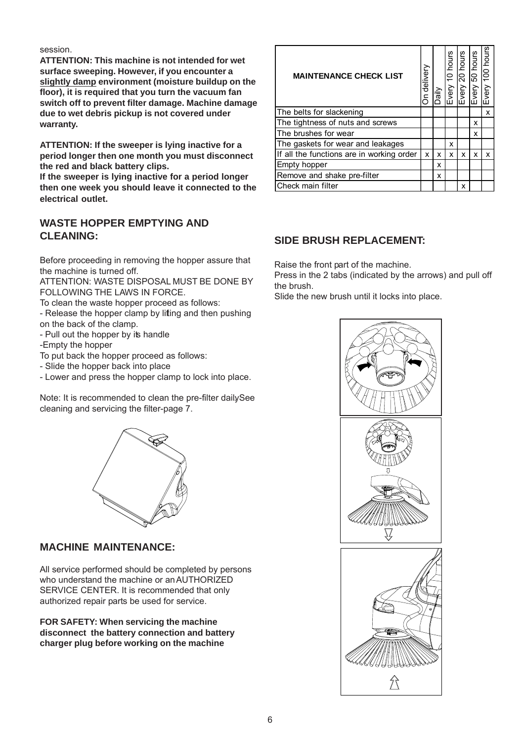session.

**ATTENTION: This machine is not intended for wet surface sweeping. However, if you encounter a slightly damp environment (moisture buildup on the floor), it is required that you turn the vacuum fan switch off to prevent filter damage. Machine damage due to wet debris pickup is not covered under warranty.**

**ATTENTION: If the sweeper is lying inactive for a period longer then one month you must disconnect the red and black battery clips.**
**If the sweeper is lying inactive for a period longer then one week you should leave it connected to the electrical outlet.**

## WASTE HOPPER EMPTYING AND CLEANING:

Before proceeding in removing the hopper assure that the machine is turned off.
ATTENTION: WASTE DISPOSAL MUST BE DONE BY FOLLOWING THE LAWS IN FORCE.
To clean the waste hopper proceed as follows:
- Release the hopper clamp by lifting and then pushing on the back of the clamp.
- Pull out the hopper by its handle
- Empty the hopper

To put back the hopper proceed as follows:
- Slide the hopper back into place
- Lower and press the hopper clamp to lock into place.

Note: It is recommended to clean the pre-filter daily. See cleaning and servicing the filter-page 7.

## MACHINE MAINTENANCE:

All service performed should be completed by persons who understand the machine or an AUTHORIZED SERVICE CENTER. It is recommended that only authorized repair parts be used for service.

**FOR SAFETY: When servicing the machine disconnect the battery connection and battery charger plug before working on the machine**

| MAINTENANCE CHECK LIST | On delivery | Daily | Every 10 hours | Every 20 hours | Every 50 hours | Every 100 hours |
|---|---|---|---|---|---|---|
| The belts for slackening | | | | | | x |
| The tightness of nuts and screws | | | | | x | |
| The brushes for wear | | | | | x | |
| The gaskets for wear and leakages | | | x | | | |
| If all the functions are in working order | x | x | x | x | x | x |
| Empty hopper | | x | | | | |
| Remove and shake pre-filter | | x | | | | |
| Check main filter | | | | x | | |

## SIDE BRUSH REPLACEMENT:

Raise the front part of the machine.
Press in the 2 tabs (indicated by the arrows) and pull off the brush.
Slide the new brush until it locks into place.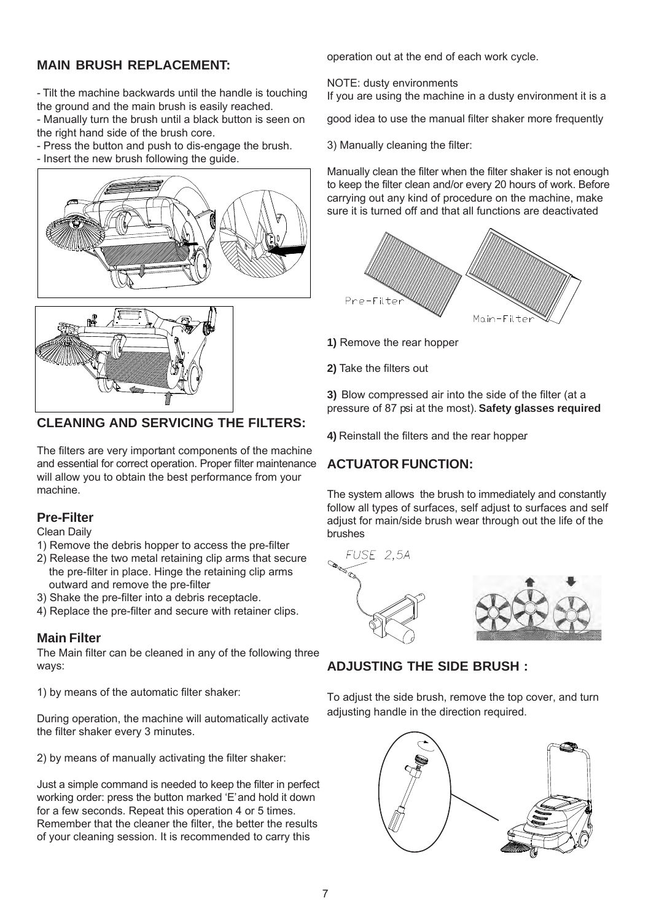## MAIN BRUSH REPLACEMENT:

- Tilt the machine backwards until the handle is touching the ground and the main brush is easily reached.
- Manually turn the brush until a black button is seen on the right hand side of the brush core.
- Press the button and push to dis-engage the brush.
- Insert the new brush following the guide.

## CLEANING AND SERVICING THE FILTERS:

The filters are very important components of the machine and essential for correct operation. Proper filter maintenance will allow you to obtain the best performance from your machine.

### Pre-Filter

Clean Daily

1) Remove the debris hopper to access the pre-filter
2) Release the two metal retaining clip arms that secure the pre-filter in place. Hinge the retaining clip arms outward and remove the pre-filter
3) Shake the pre-filter into a debris receptacle.
4) Replace the pre-filter and secure with retainer clips.

### Main Filter

The Main filter can be cleaned in any of the following three ways:

1) by means of the automatic filter shaker:

During operation, the machine will automatically activate the filter shaker every 3 minutes.

2) by means of manually activating the filter shaker:

Just a simple command is needed to keep the filter in perfect working order: press the button marked 'E' and hold it down for a few seconds. Repeat this operation 4 or 5 times. Remember that the cleaner the filter, the better the results of your cleaning session. It is recommended to carry this operation out at the end of each work cycle.

NOTE: dusty environments
If you are using the machine in a dusty environment it is a good idea to use the manual filter shaker more frequently

3) Manually cleaning the filter:

Manually clean the filter when the filter shaker is not enough to keep the filter clean and/or every 20 hours of work. Before carrying out any kind of procedure on the machine, make sure it is turned off and that all functions are deactivated

Pre-Filter Main-Filter

**1)** Remove the rear hopper

**2)** Take the filters out

**3)** Blow compressed air into the side of the filter (at a pressure of 87 psi at the most). **Safety glasses required**

**4)** Reinstall the filters and the rear hopper.

## ACTUATOR FUNCTION:

The system allows the brush to immediately and constantly follow all types of surfaces, self adjust to surfaces and self adjust for main/side brush wear through out the life of the brushes

FUSE 2,5A

## ADJUSTING THE SIDE BRUSH :

To adjust the side brush, remove the top cover, and turn adjusting handle in the direction required.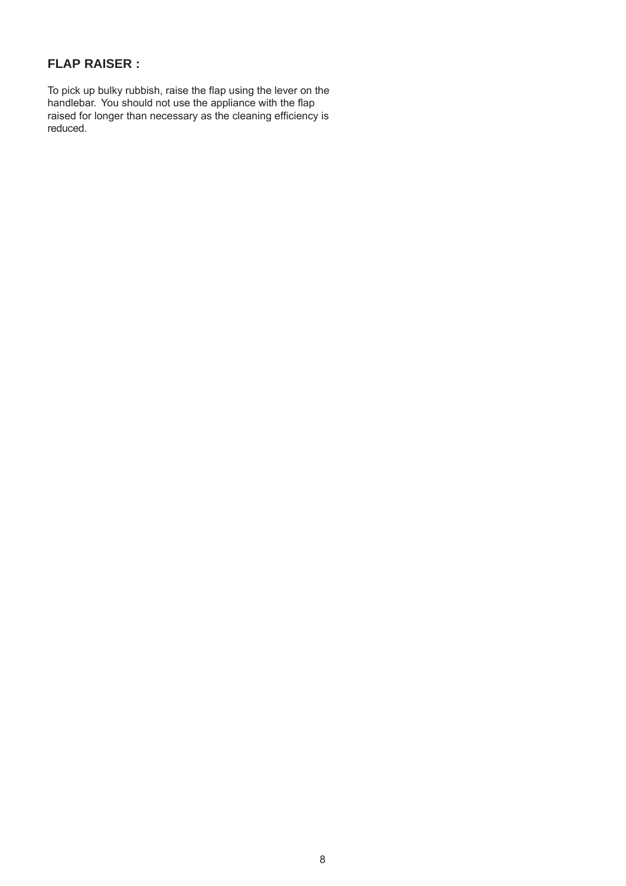## FLAP RAISER :

To pick up bulky rubbish, raise the flap using the lever on the handlebar. You should not use the appliance with the flap raised for longer than necessary as the cleaning efficiency is reduced.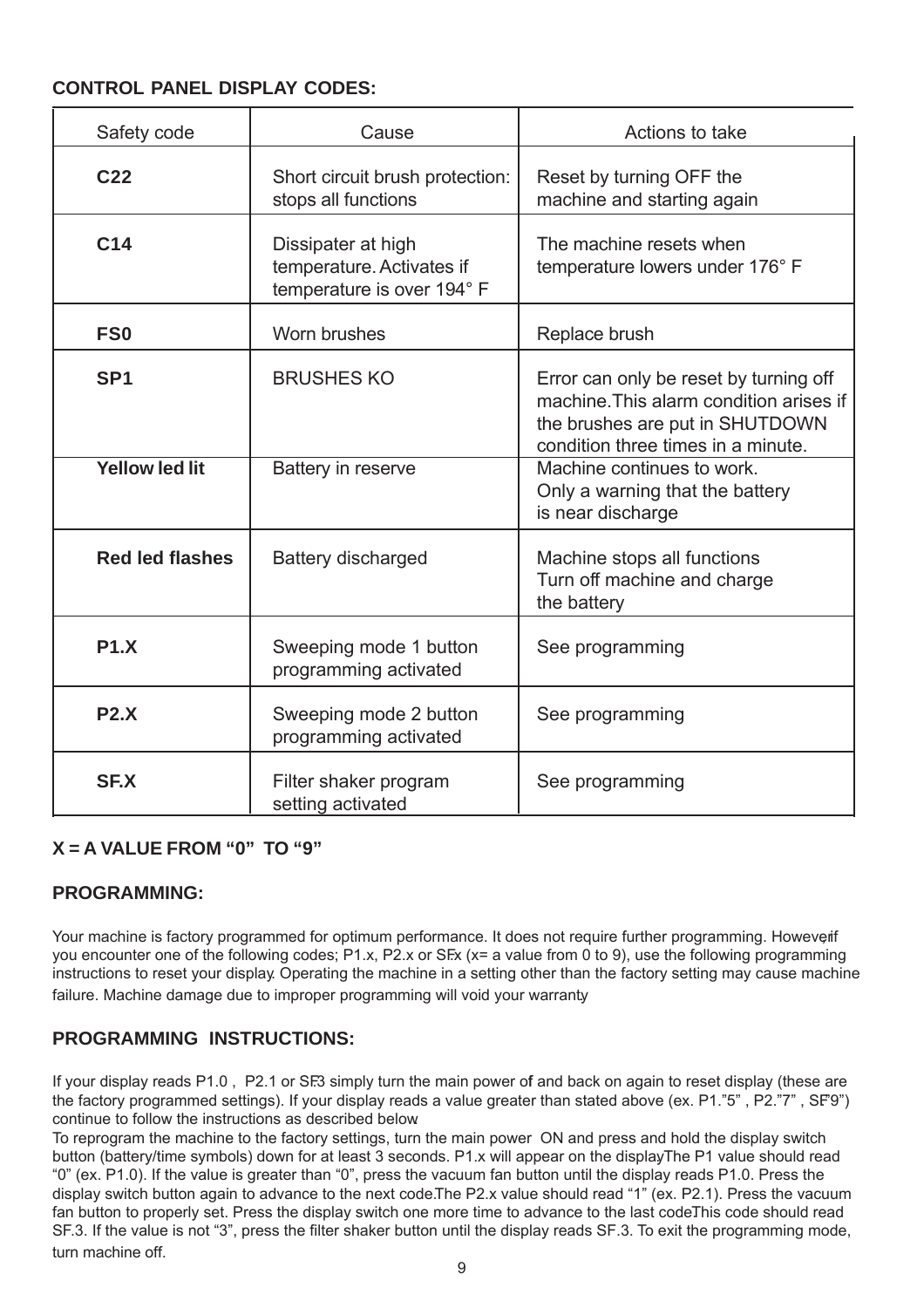**CONTROL PANEL DISPLAY CODES:**

| Safety code | Cause | Actions to take |
|---|---|---|
| **C22** | Short circuit brush protection: stops all functions | Reset by turning OFF the machine and starting again |
| **C14** | Dissipater at high temperature. Activates if temperature is over 194° F | The machine resets when temperature lowers under 176° F |
| **FS0** | Worn brushes | Replace brush |
| **SP1** | BRUSHES KO | Error can only be reset by turning off machine.This alarm condition arises if the brushes are put in SHUTDOWN condition three times in a minute. |
| **Yellow led lit** | Battery in reserve | Machine continues to work. Only a warning that the battery is near discharge |
| **Red led flashes** | Battery discharged | Machine stops all functions Turn off machine and charge the battery |
| **P1.X** | Sweeping mode 1 button programming activated | See programming |
| **P2.X** | Sweeping mode 2 button programming activated | See programming |
| **SF.X** | Filter shaker program setting activated | See programming |

**X = A VALUE FROM “0” TO “9”**

**PROGRAMMING:**

Your machine is factory programmed for optimum performance. It does not require further programming. However, if you encounter one of the following codes; P1.x, P2.x or SF.x (x= a value from 0 to 9), use the following programming instructions to reset your display. Operating the machine in a setting other than the factory setting may cause machine failure. Machine damage due to improper programming will void your warranty

**PROGRAMMING INSTRUCTIONS:**

If your display reads P1.0 , P2.1 or SF.3 simply turn the main power off and back on again to reset display (these are the factory programmed settings). If your display reads a value greater than stated above (ex. P1.”5” , P2.”7” , SF.”9”) continue to follow the instructions as described below

To reprogram the machine to the factory settings, turn the main power ON and press and hold the display switch button (battery/time symbols) down for at least 3 seconds. P1.x will appear on the display. The P1 value should read “0” (ex. P1.0). If the value is greater than “0”, press the vacuum fan button until the display reads P1.0. Press the display switch button again to advance to the next code. The P2.x value should read “1” (ex. P2.1). Press the vacuum fan button to properly set. Press the display switch one more time to advance to the last code. This code should read SF.3. If the value is not “3”, press the filter shaker button until the display reads SF.3. To exit the programming mode, turn machine off.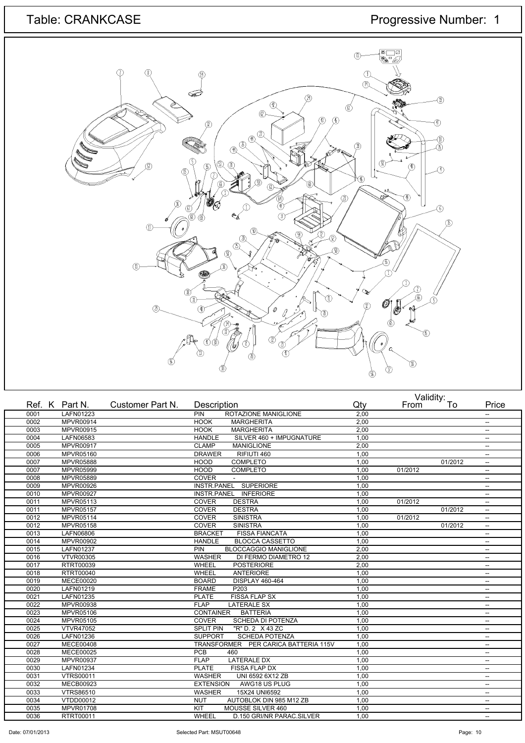# Table: CRANKCASE

Progressive Number: 1

| Ref. | K | Part N. | Customer Part N. | Description | Qty | Validity: From | To | Price |
|---|---|---|---|---|---|---|---|---|
| 0001 | | LAFN01223 | | PIN ROTAZIONE MANIGLIONE | 2,00 | | | -- |
| 0002 | | MPVR00914 | | HOOK MARGHERITA | 2,00 | | | -- |
| 0003 | | MPVR00915 | | HOOK MARGHERITA | 2,00 | | | -- |
| 0004 | | LAFN06583 | | HANDLE SILVER 460 + IMPUGNATURE | 1,00 | | | -- |
| 0005 | | MPVR00917 | | CLAMP MANIGLIONE | 2,00 | | | -- |
| 0006 | | MPVR05160 | | DRAWER RIFIUTI 460 | 1,00 | | | -- |
| 0007 | | MPVR05888 | | HOOD COMPLETO | 1,00 | | 01/2012 | -- |
| 0007 | | MPVR05999 | | HOOD COMPLETO | 1,00 | 01/2012 | | -- |
| 0008 | | MPVR05889 | | COVER - | 1,00 | | | -- |
| 0009 | | MPVR00926 | | INSTR.PANEL SUPERIORE | 1,00 | | | -- |
| 0010 | | MPVR00927 | | INSTR.PANEL INFERIORE | 1,00 | | | -- |
| 0011 | | MPVR05113 | | COVER DESTRA | 1,00 | 01/2012 | | -- |
| 0011 | | MPVR05157 | | COVER DESTRA | 1,00 | | 01/2012 | -- |
| 0012 | | MPVR05114 | | COVER SINISTRA | 1,00 | 01/2012 | | -- |
| 0012 | | MPVR05158 | | COVER SINISTRA | 1,00 | | 01/2012 | -- |
| 0013 | | LAFN06806 | | BRACKET FISSA FIANCATA | 1,00 | | | -- |
| 0014 | | MPVR00902 | | HANDLE BLOCCA CASSETTO | 1,00 | | | -- |
| 0015 | | LAFN01237 | | PIN BLOCCAGGIO MANIGLIONE | 2,00 | | | -- |
| 0016 | | VTVR00305 | | WASHER DI FERMO DIAMETRO 12 | 2,00 | | | -- |
| 0017 | | RTRT00039 | | WHEEL POSTERIORE | 2,00 | | | -- |
| 0018 | | RTRT00040 | | WHEEL ANTERIORE | 1,00 | | | -- |
| 0019 | | MECE00020 | | BOARD DISPLAY 460-464 | 1,00 | | | -- |
| 0020 | | LAFN01219 | | FRAME P203 | 1,00 | | | -- |
| 0021 | | LAFN01235 | | PLATE FISSA FLAP SX | 1,00 | | | -- |
| 0022 | | MPVR00938 | | FLAP LATERALE SX | 1,00 | | | -- |
| 0023 | | MPVR05106 | | CONTAINER BATTERIA | 1,00 | | | -- |
| 0024 | | MPVR05105 | | COVER SCHEDA DI POTENZA | 1,00 | | | -- |
| 0025 | | VTVR47052 | | SPLIT PIN "R" D. 2 X 43 ZC | 1,00 | | | -- |
| 0026 | | LAFN01236 | | SUPPORT SCHEDA POTENZA | 1,00 | | | -- |
| 0027 | | MECE00408 | | TRANSFORMER PER CARICA BATTERIA 115V | 1,00 | | | -- |
| 0028 | | MECE00025 | | PCB 460 | 1,00 | | | -- |
| 0029 | | MPVR00937 | | FLAP LATERALE DX | 1,00 | | | -- |
| 0030 | | LAFN01234 | | PLATE FISSA FLAP DX | 1,00 | | | -- |
| 0031 | | VTRS00011 | | WASHER UNI 6592 6X12 ZB | 1,00 | | | -- |
| 0032 | | MECB00923 | | EXTENSION AWG18 US PLUG | 1,00 | | | -- |
| 0033 | | VTRS86510 | | WASHER 15X24 UNI6592 | 1,00 | | | -- |
| 0034 | | VTDD00012 | | NUT AUTOBLOK DIN 985 M12 ZB | 1,00 | | | -- |
| 0035 | | MPVR01708 | | KIT MOUSSE SILVER 460 | 1,00 | | | -- |
| 0036 | | RTRT00011 | | WHEEL D.150 GRI/NR PARAC.SILVER | 1,00 | | | -- |

Date: 07/01/2013 Selected Part: MSUT00648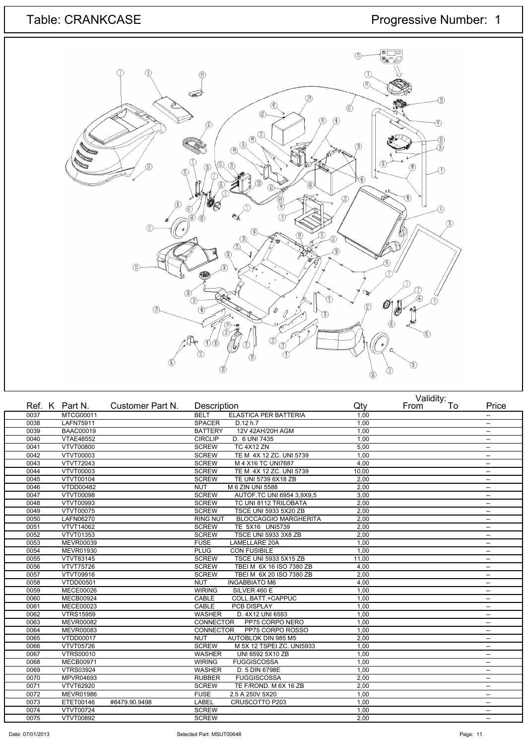# Table: CRANKCASE

Progressive Number: 1

| Ref. | K | Part N. | Customer Part N. | Description | | Qty | Validity: From | To | Price |
|---|---|---|---|---|---|---|---|---|---|
| 0037 | | MTCG00011 | | BELT | ELASTICA PER BATTERIA | 1,00 | | | -- |
| 0038 | | LAFN75911 | | SPACER | D.12 h.7 | 1,00 | | | -- |
| 0039 | | BAAC00019 | | BATTERY | 12V 42AH/20H AGM | 1,00 | | | -- |
| 0040 | | VTAE48552 | | CIRCLIP | D. 6 UNI 7435 | 1,00 | | | -- |
| 0041 | | VTVT00800 | | SCREW | TC 4X12 ZN | 5,00 | | | -- |
| 0042 | | VTVT00003 | | SCREW | TE M 4X 12 ZC. UNI 5739 | 1,00 | | | -- |
| 0043 | | VTVT72043 | | SCREW | M 4 X16 TC UNI7687 | 4,00 | | | -- |
| 0044 | | VTVT00003 | | SCREW | TE M 4X 12 ZC. UNI 5739 | 10,00 | | | -- |
| 0045 | | VTVT00104 | | SCREW | TE UNI 5739 6X18 ZB | 2,00 | | | -- |
| 0046 | | VTDD00482 | | NUT | M 6 ZIN UNI 5588 | 2,00 | | | -- |
| 0047 | | VTVT00098 | | SCREW | AUTOF.TC UNI 6954 3,9X9,5 | 3,00 | | | -- |
| 0048 | | VTVT00993 | | SCREW | TC UNI 8112 TRILOBATA | 2,00 | | | -- |
| 0049 | | VTVT00075 | | SCREW | TSCE UNI 5933 5X20 ZB | 2,00 | | | -- |
| 0050 | | LAFN06270 | | RING NUT | BLOCCAGGIO MARGHERITA | 2,00 | | | -- |
| 0051 | | VTVT14062 | | SCREW | TE 5X16 UNI5739 | 2,00 | | | -- |
| 0052 | | VTVT01353 | | SCREW | TSCE UNI 5933 3X8 ZB | 2,00 | | | -- |
| 0053 | | MEVR00039 | | FUSE | LAMELLARE 20A | 1,00 | | | -- |
| 0054 | | MEVR01930 | | PLUG | CON FUSIBILE | 1,00 | | | -- |
| 0055 | | VTVT83145 | | SCREW | TSCE UNI 5933 5X15 ZB | 11,00 | | | -- |
| 0056 | | VTVT75726 | | SCREW | TBEI M 6X 16 ISO 7380 ZB | 4,00 | | | -- |
| 0057 | | VTVT09916 | | SCREW | TBEI M 6X 20 ISO 7380 ZB | 2,00 | | | -- |
| 0058 | | VTDD00501 | | NUT | INGABBIATO M6 | 4,00 | | | -- |
| 0059 | | MECE00026 | | WIRING | SILVER 460 E | 1,00 | | | -- |
| 0060 | | MECB00924 | | CABLE | COLL.BATT.+CAPPUC | 1,00 | | | -- |
| 0061 | | MECE00023 | | CABLE | PCB DISPLAY | 1,00 | | | -- |
| 0062 | | VTRS15959 | | WASHER | D. 4X12 UNI 6593 | 1,00 | | | -- |
| 0063 | | MEVR00082 | | CONNECTOR | PP75 CORPO NERO | 1,00 | | | -- |
| 0064 | | MEVR00083 | | CONNECTOR | PP75 CORPO ROSSO | 1,00 | | | -- |
| 0065 | | VTDD00017 | | NUT | AUTOBLOK DIN 985 M5 | 2,00 | | | -- |
| 0066 | | VTVT05726 | | SCREW | M 5X 12 TSPEI ZC. UNI5933 | 1,00 | | | -- |
| 0067 | | VTRS00010 | | WASHER | UNI 6592 5X10 ZB | 1,00 | | | -- |
| 0068 | | MECB00971 | | WIRING | FUGGISCOSSA | 1,00 | | | -- |
| 0069 | | VTRS03924 | | WASHER | D. 5 DIN 6798E | 1,00 | | | -- |
| 0070 | | MPVR04693 | | RUBBER | FUGGISCOSSA | 2,00 | | | -- |
| 0071 | | VTVT62920 | | SCREW | TE F/ROND. M 6X 16 ZB | 2,00 | | | -- |
| 0072 | | MEVR01986 | | FUSE | 2.5 A 250V 5X20 | 1,00 | | | -- |
| 0073 | | ETET00146 | #8479.90.9498 | LABEL | CRUSCOTTO P203 | 1,00 | | | -- |
| 0074 | | VTVT00724 | | SCREW | | 1,00 | | | -- |
| 0075 | | VTVT00892 | | SCREW | | 2,00 | | | -- |

Date: 07/01/2013 Selected Part: MSUT00648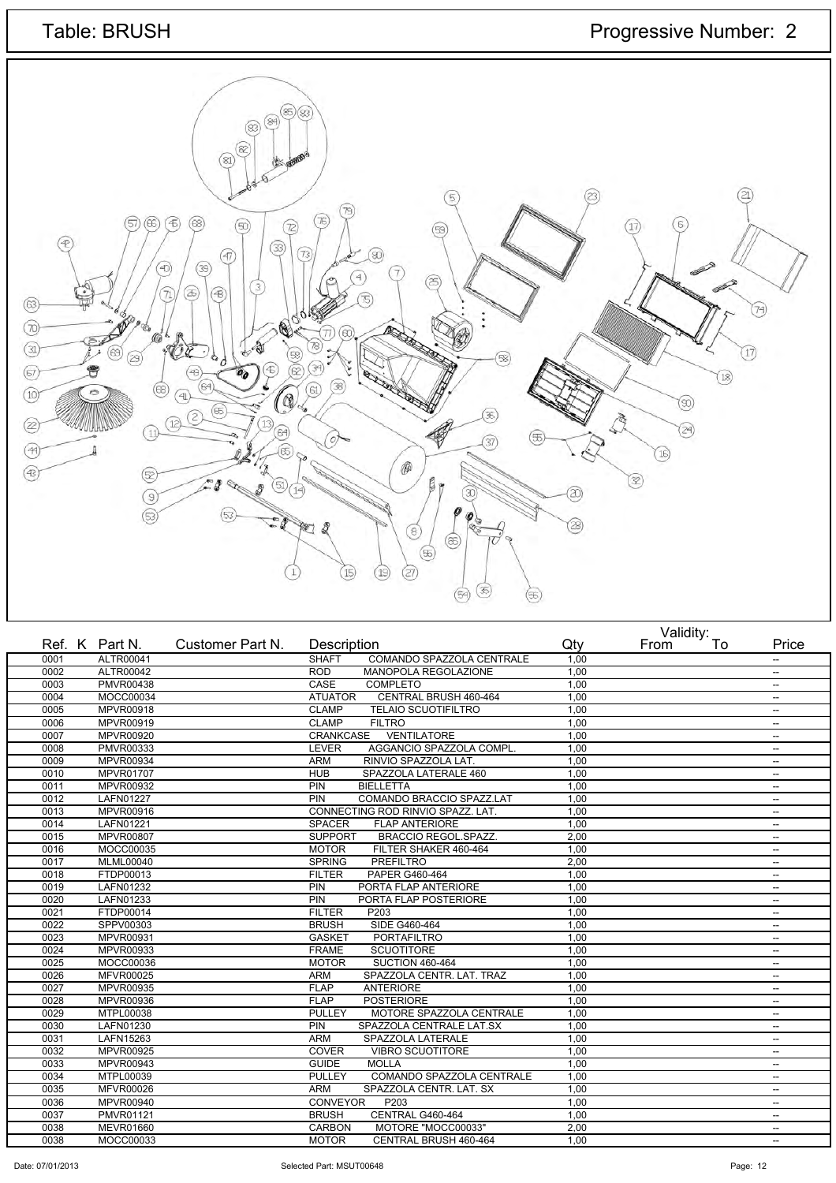# Table: BRUSH

Progressive Number: 2

| Ref. | K | Part N. | Customer Part N. | Description | | Qty | Validity: From | To | Price |
|---|---|---|---|---|---|---|---|---|---|
| 0001 | | ALTR00041 | | SHAFT | COMANDO SPAZZOLA CENTRALE | 1,00 | | | -- |
| 0002 | | ALTR00042 | | ROD | MANOPOLA REGOLAZIONE | 1,00 | | | -- |
| 0003 | | PMVR00438 | | CASE | COMPLETO | 1,00 | | | -- |
| 0004 | | MOCC00034 | | ATUATOR | CENTRAL BRUSH 460-464 | 1,00 | | | -- |
| 0005 | | MPVR00918 | | CLAMP | TELAIO SCUOTIFILTRO | 1,00 | | | -- |
| 0006 | | MPVR00919 | | CLAMP | FILTRO | 1,00 | | | -- |
| 0007 | | MPVR00920 | | CRANKCASE | VENTILATORE | 1,00 | | | -- |
| 0008 | | PMVR00333 | | LEVER | AGGANCIO SPAZZOLA COMPL. | 1,00 | | | -- |
| 0009 | | MPVR00934 | | ARM | RINVIO SPAZZOLA LAT. | 1,00 | | | -- |
| 0010 | | MPVR01707 | | HUB | SPAZZOLA LATERALE 460 | 1,00 | | | -- |
| 0011 | | MPVR00932 | | PIN | BIELLETTA | 1,00 | | | -- |
| 0012 | | LAFN01227 | | PIN | COMANDO BRACCIO SPAZZ.LAT | 1,00 | | | -- |
| 0013 | | MPVR00916 | | CONNECTING ROD RINVIO SPAZZ. LAT. | | 1,00 | | | -- |
| 0014 | | LAFN01221 | | SPACER | FLAP ANTERIORE | 1,00 | | | -- |
| 0015 | | MPVR00807 | | SUPPORT | BRACCIO REGOL.SPAZZ. | 2,00 | | | -- |
| 0016 | | MOCC00035 | | MOTOR | FILTER SHAKER 460-464 | 1,00 | | | -- |
| 0017 | | MLML00040 | | SPRING | PREFILTRO | 2,00 | | | -- |
| 0018 | | FTDP00013 | | FILTER | PAPER G460-464 | 1,00 | | | -- |
| 0019 | | LAFN01232 | | PIN | PORTA FLAP ANTERIORE | 1,00 | | | -- |
| 0020 | | LAFN01233 | | PIN | PORTA FLAP POSTERIORE | 1,00 | | | -- |
| 0021 | | FTDP00014 | | FILTER | P203 | 1,00 | | | -- |
| 0022 | | SPPV00303 | | BRUSH | SIDE G460-464 | 1,00 | | | -- |
| 0023 | | MPVR00931 | | GASKET | PORTAFILTRO | 1,00 | | | -- |
| 0024 | | MPVR00933 | | FRAME | SCUOTITORE | 1,00 | | | -- |
| 0025 | | MOCC00036 | | MOTOR | SUCTION 460-464 | 1,00 | | | -- |
| 0026 | | MFVR00025 | | ARM | SPAZZOLA CENTR. LAT. TRAZ | 1,00 | | | -- |
| 0027 | | MPVR00935 | | FLAP | ANTERIORE | 1,00 | | | -- |
| 0028 | | MPVR00936 | | FLAP | POSTERIORE | 1,00 | | | -- |
| 0029 | | MTPL00038 | | PULLEY | MOTORE SPAZZOLA CENTRALE | 1,00 | | | -- |
| 0030 | | LAFN01230 | | PIN | SPAZZOLA CENTRALE LAT.SX | 1,00 | | | -- |
| 0031 | | LAFN15263 | | ARM | SPAZZOLA LATERALE | 1,00 | | | -- |
| 0032 | | MPVR00925 | | COVER | VIBRO SCUOTITORE | 1,00 | | | -- |
| 0033 | | MPVR00943 | | GUIDE | MOLLA | 1,00 | | | -- |
| 0034 | | MTPL00039 | | PULLEY | COMANDO SPAZZOLA CENTRALE | 1,00 | | | -- |
| 0035 | | MFVR00026 | | ARM | SPAZZOLA CENTR. LAT. SX | 1,00 | | | -- |
| 0036 | | MPVR00940 | | CONVEYOR | P203 | 1,00 | | | -- |
| 0037 | | PMVR01121 | | BRUSH | CENTRAL G460-464 | 1,00 | | | -- |
| 0038 | | MEVR01660 | | CARBON | MOTORE "MOCC00033" | 2,00 | | | -- |
| 0038 | | MOCC00033 | | MOTOR | CENTRAL BRUSH 460-464 | 1,00 | | | -- |

Date: 07/01/2013 Selected Part: MSUT00648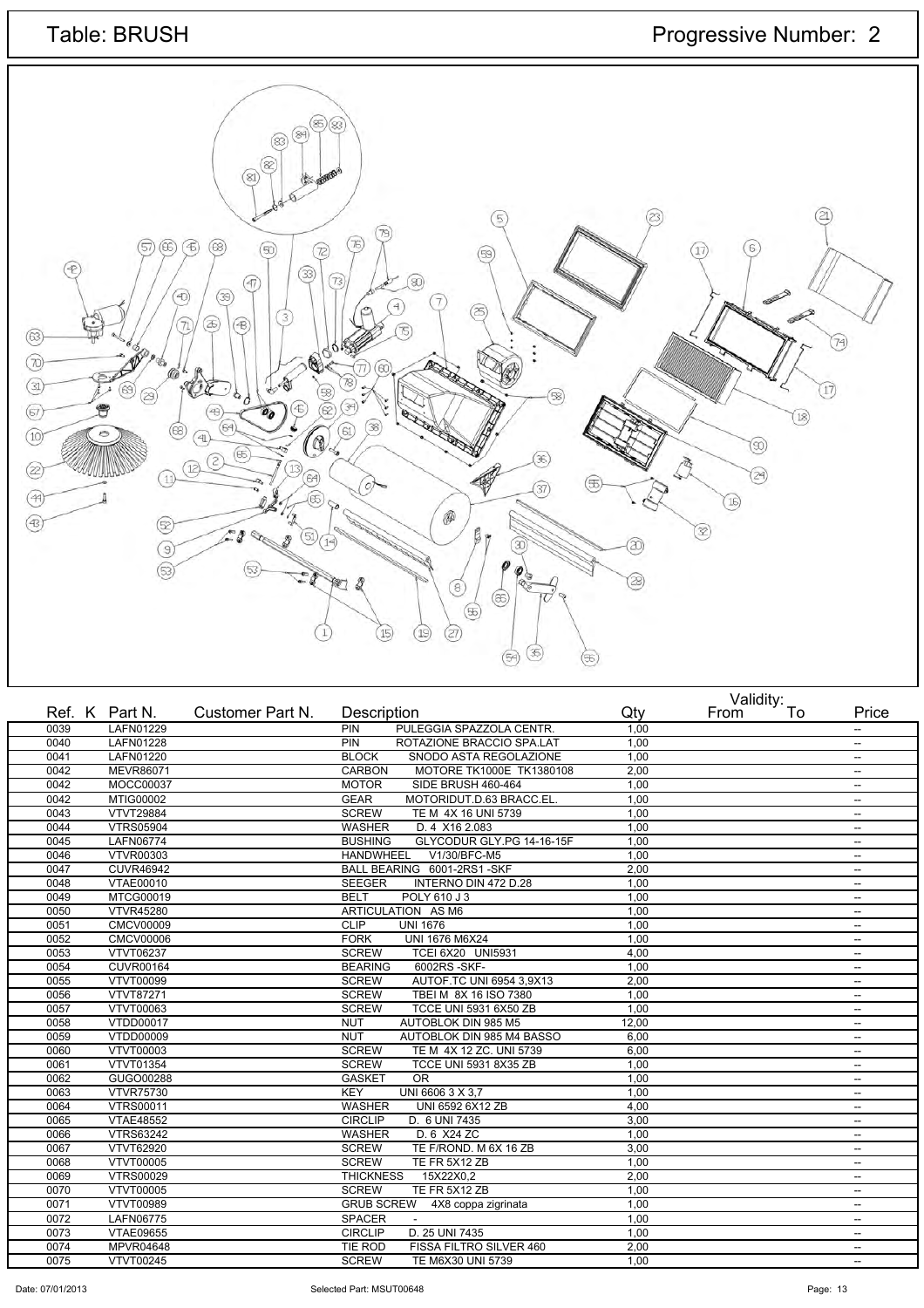# Table: BRUSH

Progressive Number: 2

| Ref. | K | Part N. | Customer Part N. | Description | Qty | Validity: From | To | Price |
|---|---|---|---|---|---|---|---|---|
| 0039 | | LAFN01229 | | PIN PULEGGIA SPAZZOLA CENTR. | 1,00 | | | -- |
| 0040 | | LAFN01228 | | PIN ROTAZIONE BRACCIO SPA.LAT | 1,00 | | | -- |
| 0041 | | LAFN01220 | | BLOCK SNODO ASTA REGOLAZIONE | 1,00 | | | -- |
| 0042 | | MEVR86071 | | CARBON MOTORE TK1000E TK1380108 | 2,00 | | | -- |
| 0042 | | MOCC00037 | | MOTOR SIDE BRUSH 460-464 | 1,00 | | | -- |
| 0042 | | MTIG00002 | | GEAR MOTORIDUT.D.63 BRACC.EL. | 1,00 | | | -- |
| 0043 | | VTVT29884 | | SCREW TE M 4X 16 UNI 5739 | 1,00 | | | -- |
| 0044 | | VTRS05904 | | WASHER D. 4 X16 2.083 | 1,00 | | | -- |
| 0045 | | LAFN06774 | | BUSHING GLYCODUR GLY.PG 14-16-15F | 1,00 | | | -- |
| 0046 | | VTVR00303 | | HANDWHEEL V1/30/BFC-M5 | 1,00 | | | -- |
| 0047 | | CUVR46942 | | BALL BEARING 6001-2RS1 -SKF | 2,00 | | | -- |
| 0048 | | VTAE00010 | | SEEGER INTERNO DIN 472 D.28 | 1,00 | | | -- |
| 0049 | | MTCG00019 | | BELT POLY 610 J 3 | 1,00 | | | -- |
| 0050 | | VTVR45280 | | ARTICULATION AS M6 | 1,00 | | | -- |
| 0051 | | CMCV00009 | | CLIP UNI 1676 | 1,00 | | | -- |
| 0052 | | CMCV00006 | | FORK UNI 1676 M6X24 | 1,00 | | | -- |
| 0053 | | VTVT06237 | | SCREW TCEI 6X20 UNI5931 | 4,00 | | | -- |
| 0054 | | CUVR00164 | | BEARING 6002RS -SKF- | 1,00 | | | -- |
| 0055 | | VTVT00099 | | SCREW AUTOF.TC UNI 6954 3,9X13 | 2,00 | | | -- |
| 0056 | | VTVT87271 | | SCREW TBEI M 8X 16 ISO 7380 | 1,00 | | | -- |
| 0057 | | VTVT00063 | | SCREW TCCE UNI 5931 6X50 ZB | 1,00 | | | -- |
| 0058 | | VTDD00017 | | NUT AUTOBLOK DIN 985 M5 | 12,00 | | | -- |
| 0059 | | VTDD00009 | | NUT AUTOBLOK DIN 985 M4 BASSO | 6,00 | | | -- |
| 0060 | | VTVT00003 | | SCREW TE M 4X 12 ZC. UNI 5739 | 6,00 | | | -- |
| 0061 | | VTVT01354 | | SCREW TCCE UNI 5931 8X35 ZB | 1,00 | | | -- |
| 0062 | | GUGO00288 | | GASKET OR | 1,00 | | | -- |
| 0063 | | VTVR75730 | | KEY UNI 6606 3 X 3,7 | 1,00 | | | -- |
| 0064 | | VTRS00011 | | WASHER UNI 6592 6X12 ZB | 4,00 | | | -- |
| 0065 | | VTAE48552 | | CIRCLIP D. 6 UNI 7435 | 3,00 | | | -- |
| 0066 | | VTRS63242 | | WASHER D. 6 X24 ZC | 1,00 | | | -- |
| 0067 | | VTVT62920 | | SCREW TE F/ROND. M 6X 16 ZB | 3,00 | | | -- |
| 0068 | | VTVT00005 | | SCREW TE FR 5X12 ZB | 1,00 | | | -- |
| 0069 | | VTRS00029 | | THICKNESS 15X22X0,2 | 2,00 | | | -- |
| 0070 | | VTVT00005 | | SCREW TE FR 5X12 ZB | 1,00 | | | -- |
| 0071 | | VTVT00989 | | GRUB SCREW 4X8 coppa zigrinata | 1,00 | | | -- |
| 0072 | | LAFN06775 | | SPACER - | 1,00 | | | -- |
| 0073 | | VTAE09655 | | CIRCLIP D. 25 UNI 7435 | 1,00 | | | -- |
| 0074 | | MPVR04648 | | TIE ROD FISSA FILTRO SILVER 460 | 2,00 | | | -- |
| 0075 | | VTVT00245 | | SCREW TE M6X30 UNI 5739 | 1,00 | | | -- |

Date: 07/01/2013 Selected Part: MSUT00648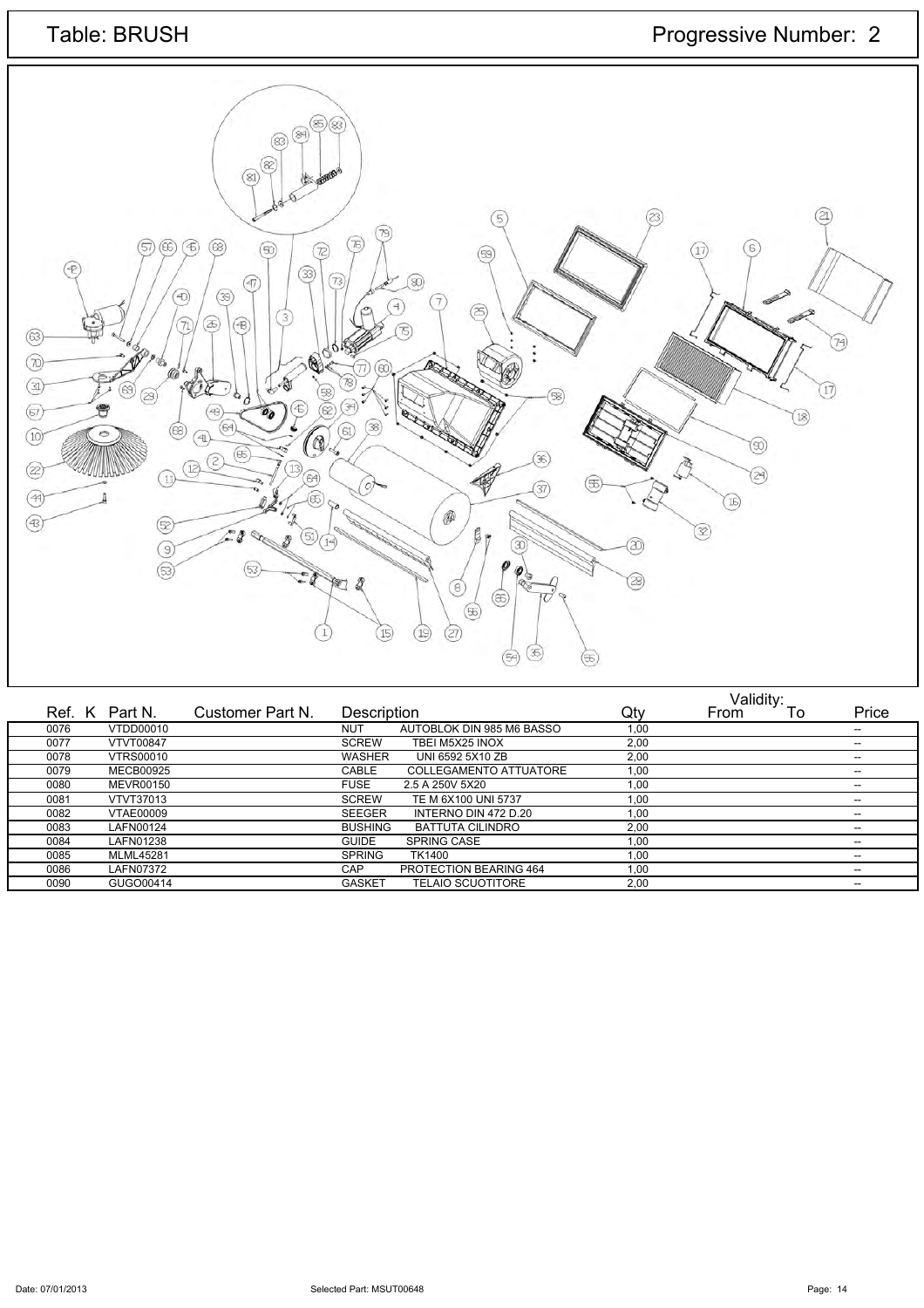# Table: BRUSH

## Progressive Number: 2

| Ref. | K | Part N. | Customer Part N. | Description | | Qty | Validity: From | To | Price |
|---|---|---|---|---|---|---|---|---|---|
| 0076 | | VTDD00010 | | NUT | AUTOBLOK DIN 985 M6 BASSO | 1,00 | | | -- |
| 0077 | | VTVT00847 | | SCREW | TBEI M5X25 INOX | 2,00 | | | -- |
| 0078 | | VTRS00010 | | WASHER | UNI 6592 5X10 ZB | 2,00 | | | -- |
| 0079 | | MECB00925 | | CABLE | COLLEGAMENTO ATTUATORE | 1,00 | | | -- |
| 0080 | | MEVR00150 | | FUSE | 2.5 A 250V 5X20 | 1,00 | | | -- |
| 0081 | | VTVT37013 | | SCREW | TE M 6X100 UNI 5737 | 1,00 | | | -- |
| 0082 | | VTAE00009 | | SEEGER | INTERNO DIN 472 D.20 | 1,00 | | | -- |
| 0083 | | LAFN00124 | | BUSHING | BATTUTA CILINDRO | 2,00 | | | -- |
| 0084 | | LAFN01238 | | GUIDE | SPRING CASE | 1,00 | | | -- |
| 0085 | | MLML45281 | | SPRING | TK1400 | 1,00 | | | -- |
| 0086 | | LAFN07372 | | CAP | PROTECTION BEARING 464 | 1,00 | | | -- |
| 0090 | | GUGO00414 | | GASKET | TELAIO SCUOTITORE | 2,00 | | | -- |

Date: 07/01/2013 Selected Part: MSUT00648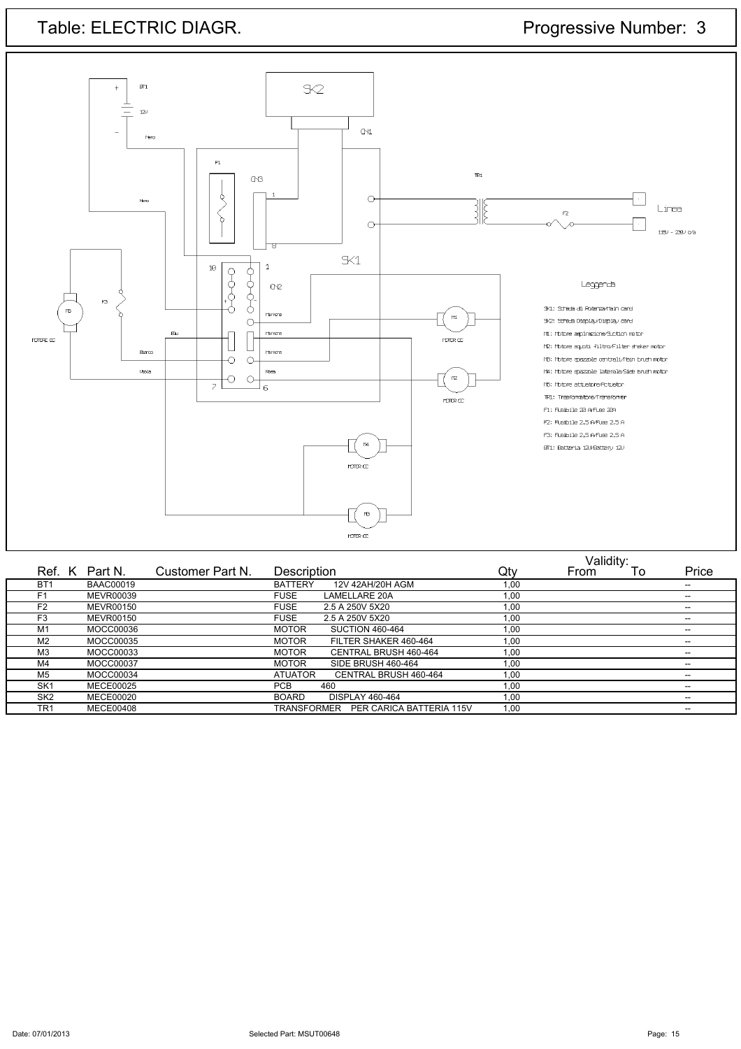# Table: ELECTRIC DIAGR.

Progressive Number: 3

BT1
+
12V
−
Nero

SK2

CN1

F1

CN3

1

8

TR1

Linea

F2

115V - 230V c/a

Nero

SK1

10

1

CN2

Leggenda

SK1: Scheda di Potenza/Main card
SK2: Scheda Display/Display card
M1: Motore aspirazione/Suction motor
M2: Motore scuoti filtro/Filter shaker motor
M3: Motore spazzole centrali/Main brush motor
M4: Motore spazzole laterale/Side brush motor
M5: Motore attuatore/Actuator
TR1: Trasformatore/Transformer
F1: Fusibile 20 A/Fuse 20A
F2: Fusibile 2,5 A/Fuse 2,5 A
F3: Fusibile 2,5 A/Fuse 2,5 A
BT1: Batteria 12V/Battery 12V

F3

M5

MOTORE CC

Blu

Marrone

Marrone

Marrone

Bianco

Viola

Rosa

7

6

M1

MOTOR CC

M2

MOTOR CC

M4

MOTOR CC

M3

MOTOR CC

| Ref. | K | Part N. | Customer Part N. | Description | Qty | Validity: From | To | Price |
|---|---|---|---|---|---|---|---|---|
| BT1 | | BAAC00019 | | BATTERY 12V 42AH/20H AGM | 1,00 | | | -- |
| F1 | | MEVR00039 | | FUSE LAMELLARE 20A | 1,00 | | | -- |
| F2 | | MEVR00150 | | FUSE 2.5 A 250V 5X20 | 1,00 | | | -- |
| F3 | | MEVR00150 | | FUSE 2.5 A 250V 5X20 | 1,00 | | | -- |
| M1 | | MOCC00036 | | MOTOR SUCTION 460-464 | 1,00 | | | -- |
| M2 | | MOCC00035 | | MOTOR FILTER SHAKER 460-464 | 1,00 | | | -- |
| M3 | | MOCC00033 | | MOTOR CENTRAL BRUSH 460-464 | 1,00 | | | -- |
| M4 | | MOCC00037 | | MOTOR SIDE BRUSH 460-464 | 1,00 | | | -- |
| M5 | | MOCC00034 | | ATUATOR CENTRAL BRUSH 460-464 | 1,00 | | | -- |
| SK1 | | MECE00025 | | PCB 460 | 1,00 | | | -- |
| SK2 | | MECE00020 | | BOARD DISPLAY 460-464 | 1,00 | | | -- |
| TR1 | | MECE00408 | | TRANSFORMER PER CARICA BATTERIA 115V | 1,00 | | | -- |

Date: 07/01/2013 Selected Part: MSUT00648